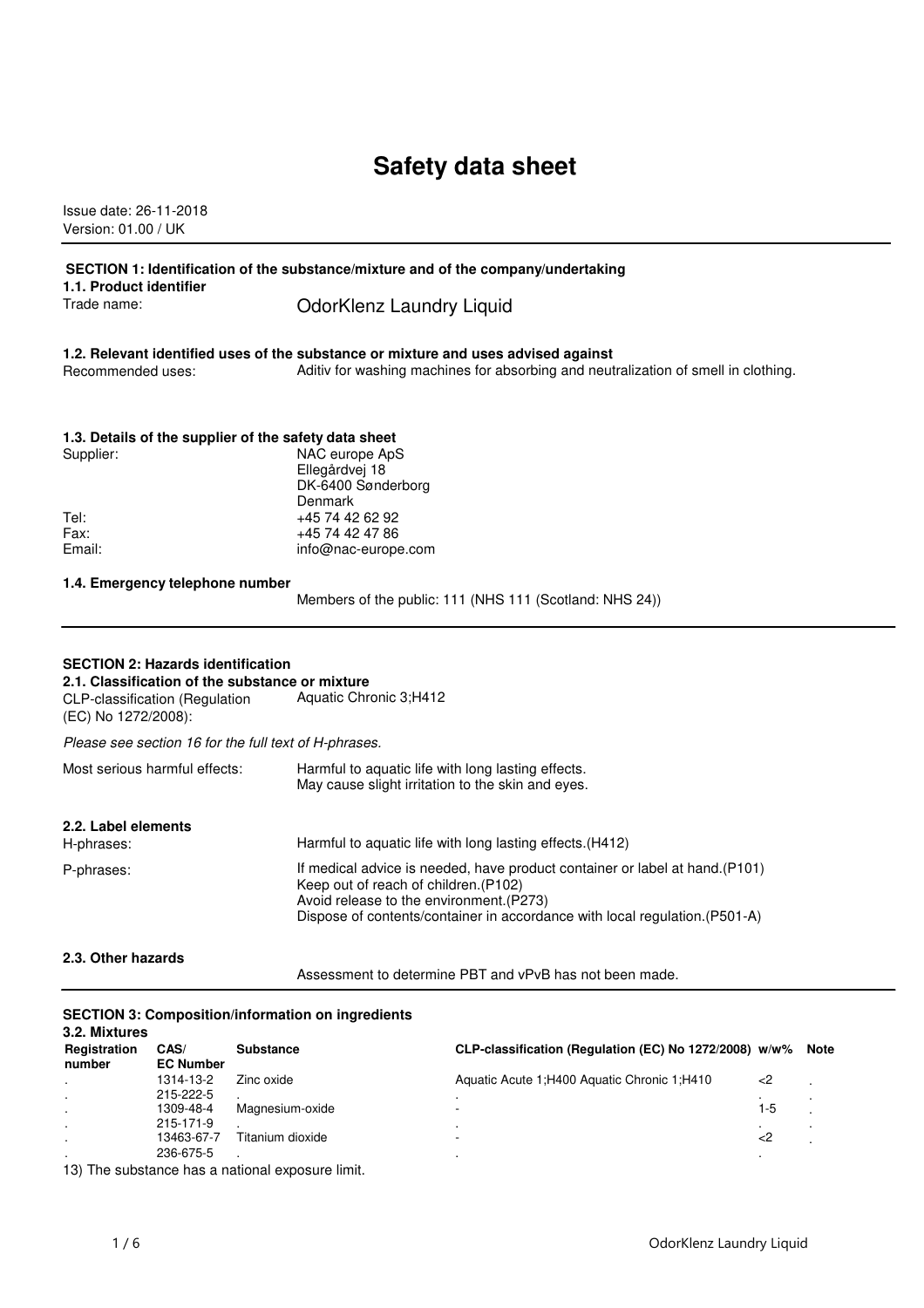# Safety data sheet

Issue date: 26-11-2018
Version: 01.00 / UK

## SECTION 1: Identification of the substance/mixture and of the company/undertaking

### 1.1. Product identifier

Trade name: OdorKlenz Laundry Liquid

### 1.2. Relevant identified uses of the substance or mixture and uses advised against

Recommended uses: Aditiv for washing machines for absorbing and neutralization of smell in clothing.

### 1.3. Details of the supplier of the safety data sheet

Supplier: NAC europe ApS
Ellegårdvej 18
DK-6400 Sønderborg
Denmark

Tel: +45 74 42 62 92
Fax: +45 74 42 47 86
Email: info@nac-europe.com

### 1.4. Emergency telephone number

Members of the public: 111 (NHS 111 (Scotland: NHS 24))

## SECTION 2: Hazards identification

### 2.1. Classification of the substance or mixture

CLP-classification (Regulation (EC) No 1272/2008): Aquatic Chronic 3;H412

*Please see section 16 for the full text of H-phrases.*

Most serious harmful effects: Harmful to aquatic life with long lasting effects.
May cause slight irritation to the skin and eyes.

### 2.2. Label elements

H-phrases: Harmful to aquatic life with long lasting effects.(H412)

P-phrases: If medical advice is needed, have product container or label at hand.(P101)
Keep out of reach of children.(P102)
Avoid release to the environment.(P273)
Dispose of contents/container in accordance with local regulation.(P501-A)

### 2.3. Other hazards

Assessment to determine PBT and vPvB has not been made.

## SECTION 3: Composition/information on ingredients

### 3.2. Mixtures

| Registration number | CAS/ EC Number | Substance | CLP-classification (Regulation (EC) No 1272/2008) | w/w% | Note |
|---|---|---|---|---|---|
| . | 1314-13-2 | Zinc oxide | Aquatic Acute 1;H400 Aquatic Chronic 1;H410 | <2 | . |
| . | 215-222-5 | . | . | . | . |
| . | 1309-48-4 | Magnesium-oxide | - | 1-5 | . |
| . | 215-171-9 | . | . | . | . |
| . | 13463-67-7 | Titanium dioxide | - | <2 | . |
| . | 236-675-5 | . | . | . | |

13) The substance has a national exposure limit.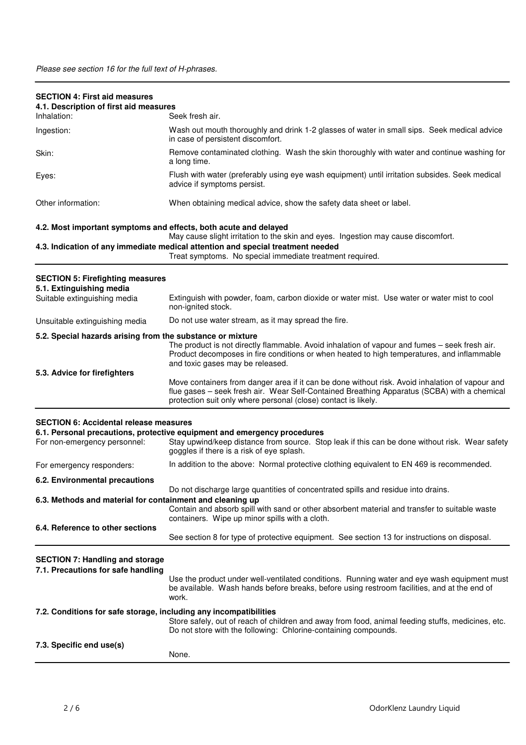*Please see section 16 for the full text of H-phrases.*

## SECTION 4: First aid measures

### 4.1. Description of first aid measures

**Inhalation:** Seek fresh air.

**Ingestion:** Wash out mouth thoroughly and drink 1-2 glasses of water in small sips. Seek medical advice in case of persistent discomfort.

**Skin:** Remove contaminated clothing. Wash the skin thoroughly with water and continue washing for a long time.

**Eyes:** Flush with water (preferably using eye wash equipment) until irritation subsides. Seek medical advice if symptoms persist.

**Other information:** When obtaining medical advice, show the safety data sheet or label.

### 4.2. Most important symptoms and effects, both acute and delayed

May cause slight irritation to the skin and eyes. Ingestion may cause discomfort.

### 4.3. Indication of any immediate medical attention and special treatment needed

Treat symptoms. No special immediate treatment required.

## SECTION 5: Firefighting measures

### 5.1. Extinguishing media

**Suitable extinguishing media:** Extinguish with powder, foam, carbon dioxide or water mist. Use water or water mist to cool non-ignited stock.

**Unsuitable extinguishing media:** Do not use water stream, as it may spread the fire.

### 5.2. Special hazards arising from the substance or mixture

The product is not directly flammable. Avoid inhalation of vapour and fumes – seek fresh air. Product decomposes in fire conditions or when heated to high temperatures, and inflammable and toxic gases may be released.

### 5.3. Advice for firefighters

Move containers from danger area if it can be done without risk. Avoid inhalation of vapour and flue gases – seek fresh air. Wear Self-Contained Breathing Apparatus (SCBA) with a chemical protection suit only where personal (close) contact is likely.

## SECTION 6: Accidental release measures

### 6.1. Personal precautions, protective equipment and emergency procedures

**For non-emergency personnel:** Stay upwind/keep distance from source. Stop leak if this can be done without risk. Wear safety goggles if there is a risk of eye splash.

**For emergency responders:** In addition to the above: Normal protective clothing equivalent to EN 469 is recommended.

### 6.2. Environmental precautions

Do not discharge large quantities of concentrated spills and residue into drains.

### 6.3. Methods and material for containment and cleaning up

Contain and absorb spill with sand or other absorbent material and transfer to suitable waste containers. Wipe up minor spills with a cloth.

### 6.4. Reference to other sections

See section 8 for type of protective equipment. See section 13 for instructions on disposal.

## SECTION 7: Handling and storage

### 7.1. Precautions for safe handling

Use the product under well-ventilated conditions. Running water and eye wash equipment must be available. Wash hands before breaks, before using restroom facilities, and at the end of work.

### 7.2. Conditions for safe storage, including any incompatibilities

Store safely, out of reach of children and away from food, animal feeding stuffs, medicines, etc. Do not store with the following: Chlorine-containing compounds.

### 7.3. Specific end use(s)

None.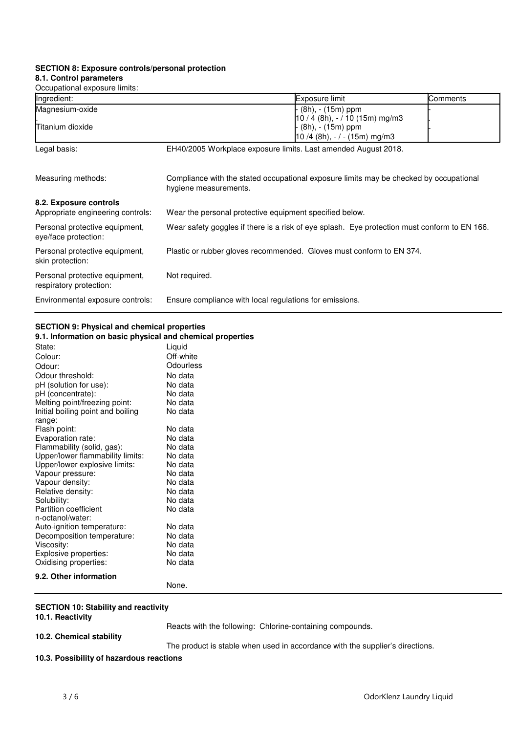## SECTION 8: Exposure controls/personal protection

### 8.1. Control parameters

Occupational exposure limits:

| Ingredient: | Exposure limit | Comments |
|---|---|---|
| Magnesium-oxide | - (8h), - (15m) ppm<br>10 / 4 (8h), - / 10 (15m) mg/m3 | - |
| . | | . |
| Titanium dioxide | - (8h), - (15m) ppm<br>10 /4 (8h), - / - (15m) mg/m3 | - |

Legal basis: EH40/2005 Workplace exposure limits. Last amended August 2018.

Measuring methods: Compliance with the stated occupational exposure limits may be checked by occupational hygiene measurements.

### 8.2. Exposure controls

Appropriate engineering controls: Wear the personal protective equipment specified below.

Personal protective equipment, eye/face protection: Wear safety goggles if there is a risk of eye splash. Eye protection must conform to EN 166.

Personal protective equipment, skin protection: Plastic or rubber gloves recommended. Gloves must conform to EN 374.

Personal protective equipment, respiratory protection: Not required.

Environmental exposure controls: Ensure compliance with local regulations for emissions.

## SECTION 9: Physical and chemical properties

### 9.1. Information on basic physical and chemical properties

| | |
|---|---|
| State: | Liquid |
| Colour: | Off-white |
| Odour: | Odourless |
| Odour threshold: | No data |
| pH (solution for use): | No data |
| pH (concentrate): | No data |
| Melting point/freezing point: | No data |
| Initial boiling point and boiling range: | No data |
| Flash point: | No data |
| Evaporation rate: | No data |
| Flammability (solid, gas): | No data |
| Upper/lower flammability limits: | No data |
| Upper/lower explosive limits: | No data |
| Vapour pressure: | No data |
| Vapour density: | No data |
| Relative density: | No data |
| Solubility: | No data |
| Partition coefficient n-octanol/water: | No data |
| Auto-ignition temperature: | No data |
| Decomposition temperature: | No data |
| Viscosity: | No data |
| Explosive properties: | No data |
| Oxidising properties: | No data |

### 9.2. Other information

None.

## SECTION 10: Stability and reactivity

### 10.1. Reactivity

Reacts with the following: Chlorine-containing compounds.

### 10.2. Chemical stability

The product is stable when used in accordance with the supplier's directions.

### 10.3. Possibility of hazardous reactions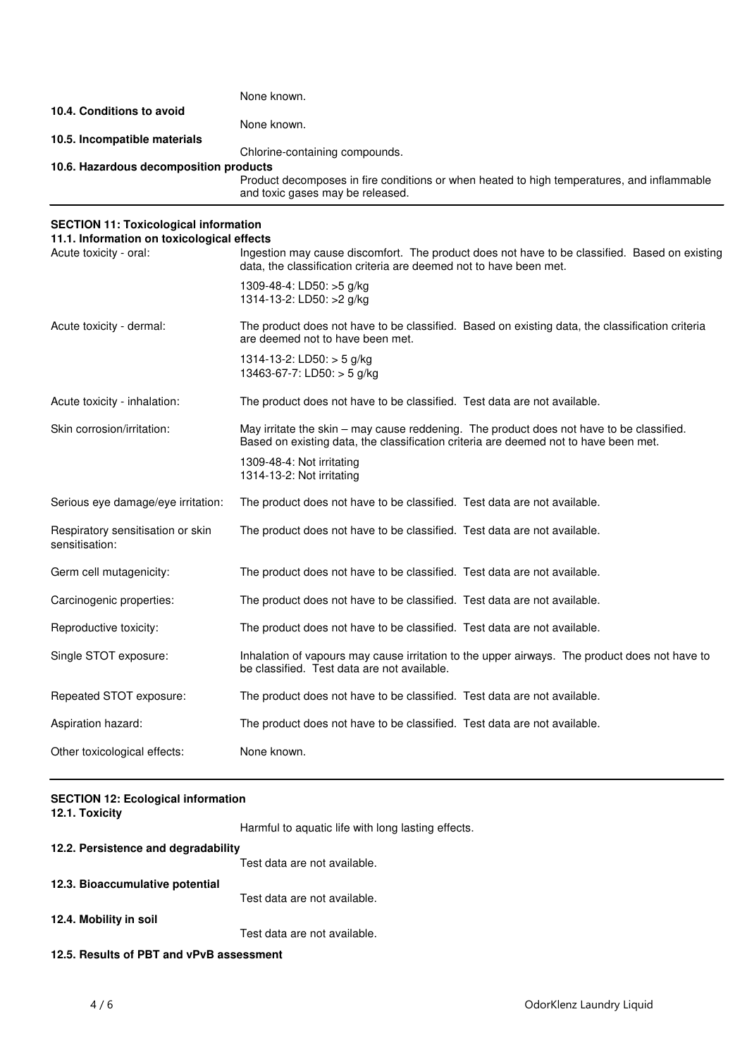None known.

**10.4. Conditions to avoid**

None known.

**10.5. Incompatible materials**

Chlorine-containing compounds.

**10.6. Hazardous decomposition products**

Product decomposes in fire conditions or when heated to high temperatures, and inflammable and toxic gases may be released.

---

## SECTION 11: Toxicological information

**11.1. Information on toxicological effects**

| | |
|---|---|
| Acute toxicity - oral: | Ingestion may cause discomfort. The product does not have to be classified. Based on existing data, the classification criteria are deemed not to have been met.<br>1309-48-4: LD50: >5 g/kg<br>1314-13-2: LD50: >2 g/kg |
| Acute toxicity - dermal: | The product does not have to be classified. Based on existing data, the classification criteria are deemed not to have been met.<br>1314-13-2: LD50: > 5 g/kg<br>13463-67-7: LD50: > 5 g/kg |
| Acute toxicity - inhalation: | The product does not have to be classified. Test data are not available. |
| Skin corrosion/irritation: | May irritate the skin – may cause reddening. The product does not have to be classified. Based on existing data, the classification criteria are deemed not to have been met.<br>1309-48-4: Not irritating<br>1314-13-2: Not irritating |
| Serious eye damage/eye irritation: | The product does not have to be classified. Test data are not available. |
| Respiratory sensitisation or skin sensitisation: | The product does not have to be classified. Test data are not available. |
| Germ cell mutagenicity: | The product does not have to be classified. Test data are not available. |
| Carcinogenic properties: | The product does not have to be classified. Test data are not available. |
| Reproductive toxicity: | The product does not have to be classified. Test data are not available. |
| Single STOT exposure: | Inhalation of vapours may cause irritation to the upper airways. The product does not have to be classified. Test data are not available. |
| Repeated STOT exposure: | The product does not have to be classified. Test data are not available. |
| Aspiration hazard: | The product does not have to be classified. Test data are not available. |
| Other toxicological effects: | None known. |

---

## SECTION 12: Ecological information

**12.1. Toxicity**

Harmful to aquatic life with long lasting effects.

**12.2. Persistence and degradability**

Test data are not available.

**12.3. Bioaccumulative potential**

Test data are not available.

**12.4. Mobility in soil**

Test data are not available.

**12.5. Results of PBT and vPvB assessment**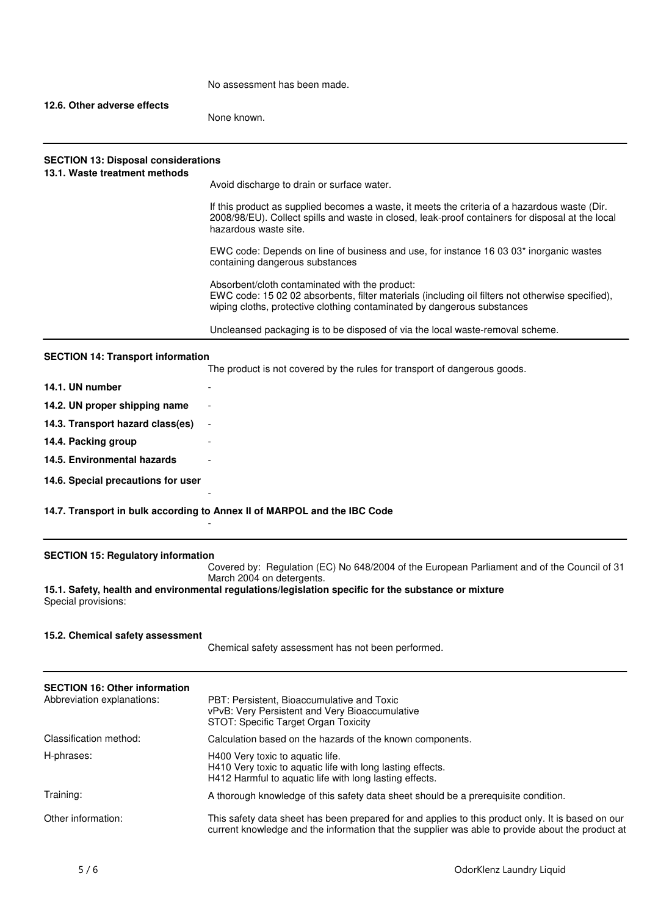No assessment has been made.

**12.6. Other adverse effects**

None known.

## SECTION 13: Disposal considerations

**13.1. Waste treatment methods**

Avoid discharge to drain or surface water.

If this product as supplied becomes a waste, it meets the criteria of a hazardous waste (Dir. 2008/98/EU). Collect spills and waste in closed, leak-proof containers for disposal at the local hazardous waste site.

EWC code: Depends on line of business and use, for instance 16 03 03* inorganic wastes containing dangerous substances

Absorbent/cloth contaminated with the product:
EWC code: 15 02 02 absorbents, filter materials (including oil filters not otherwise specified), wiping cloths, protective clothing contaminated by dangerous substances

Uncleansed packaging is to be disposed of via the local waste-removal scheme.

## SECTION 14: Transport information

The product is not covered by the rules for transport of dangerous goods.

**14.1. UN number** -

**14.2. UN proper shipping name** -

**14.3. Transport hazard class(es)** -

**14.4. Packing group** -

**14.5. Environmental hazards** -

**14.6. Special precautions for user**

-

**14.7. Transport in bulk according to Annex II of MARPOL and the IBC Code**

-

## SECTION 15: Regulatory information

Covered by: Regulation (EC) No 648/2004 of the European Parliament and of the Council of 31 March 2004 on detergents.

**15.1. Safety, health and environmental regulations/legislation specific for the substance or mixture**

Special provisions:

**15.2. Chemical safety assessment**

Chemical safety assessment has not been performed.

## SECTION 16: Other information

Abbreviation explanations:
PBT: Persistent, Bioaccumulative and Toxic
vPvB: Very Persistent and Very Bioaccumulative
STOT: Specific Target Organ Toxicity

Classification method: Calculation based on the hazards of the known components.

H-phrases:
H400 Very toxic to aquatic life.
H410 Very toxic to aquatic life with long lasting effects.
H412 Harmful to aquatic life with long lasting effects.

Training: A thorough knowledge of this safety data sheet should be a prerequisite condition.

Other information: This safety data sheet has been prepared for and applies to this product only. It is based on our current knowledge and the information that the supplier was able to provide about the product at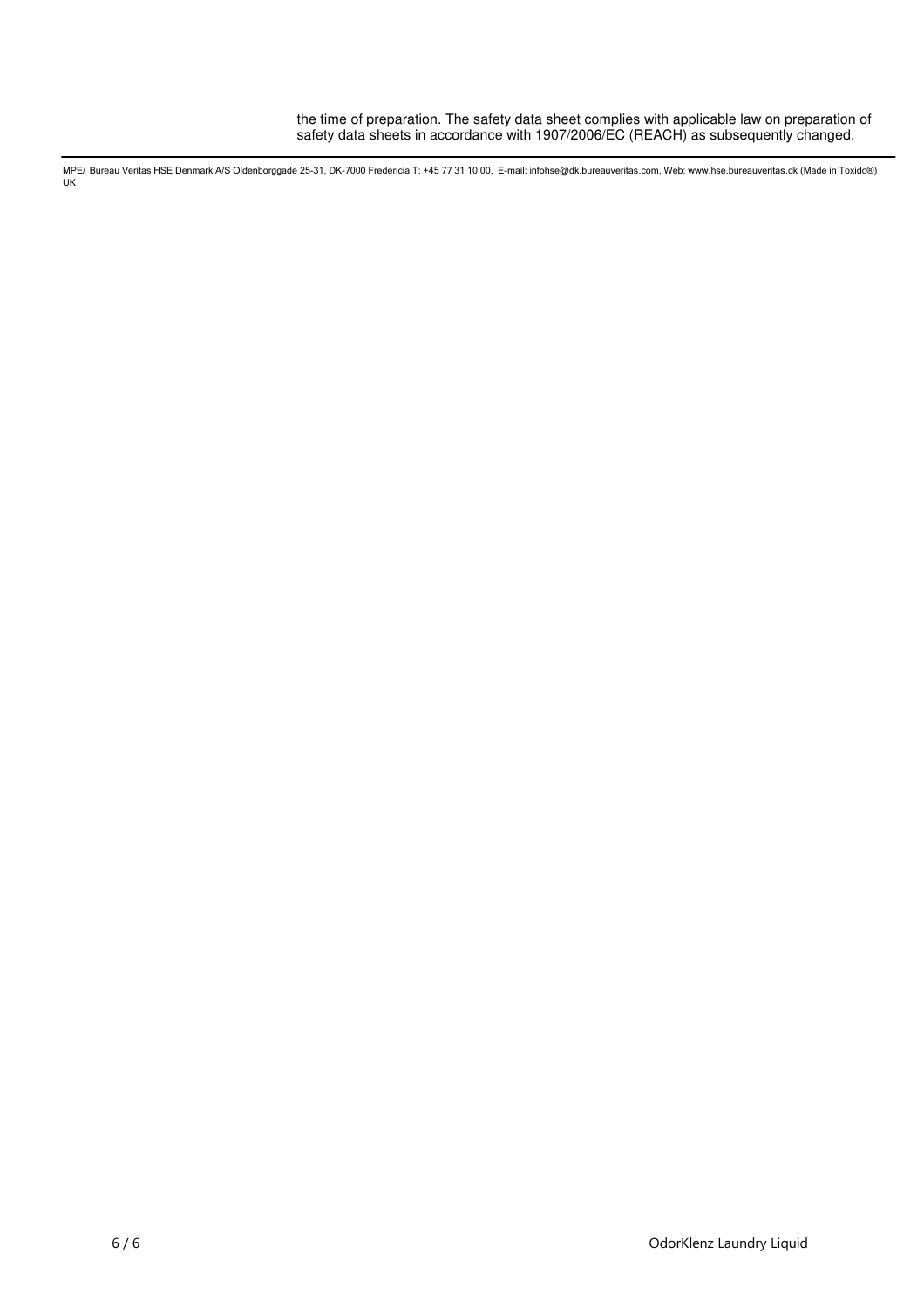the time of preparation. The safety data sheet complies with applicable law on preparation of safety data sheets in accordance with 1907/2006/EC (REACH) as subsequently changed.

MPE/ Bureau Veritas HSE Denmark A/S Oldenborggade 25-31, DK-7000 Fredericia T: +45 77 31 10 00, E-mail: infohse@dk.bureauveritas.com, Web: www.hse.bureauveritas.dk (Made in Toxido®) UK